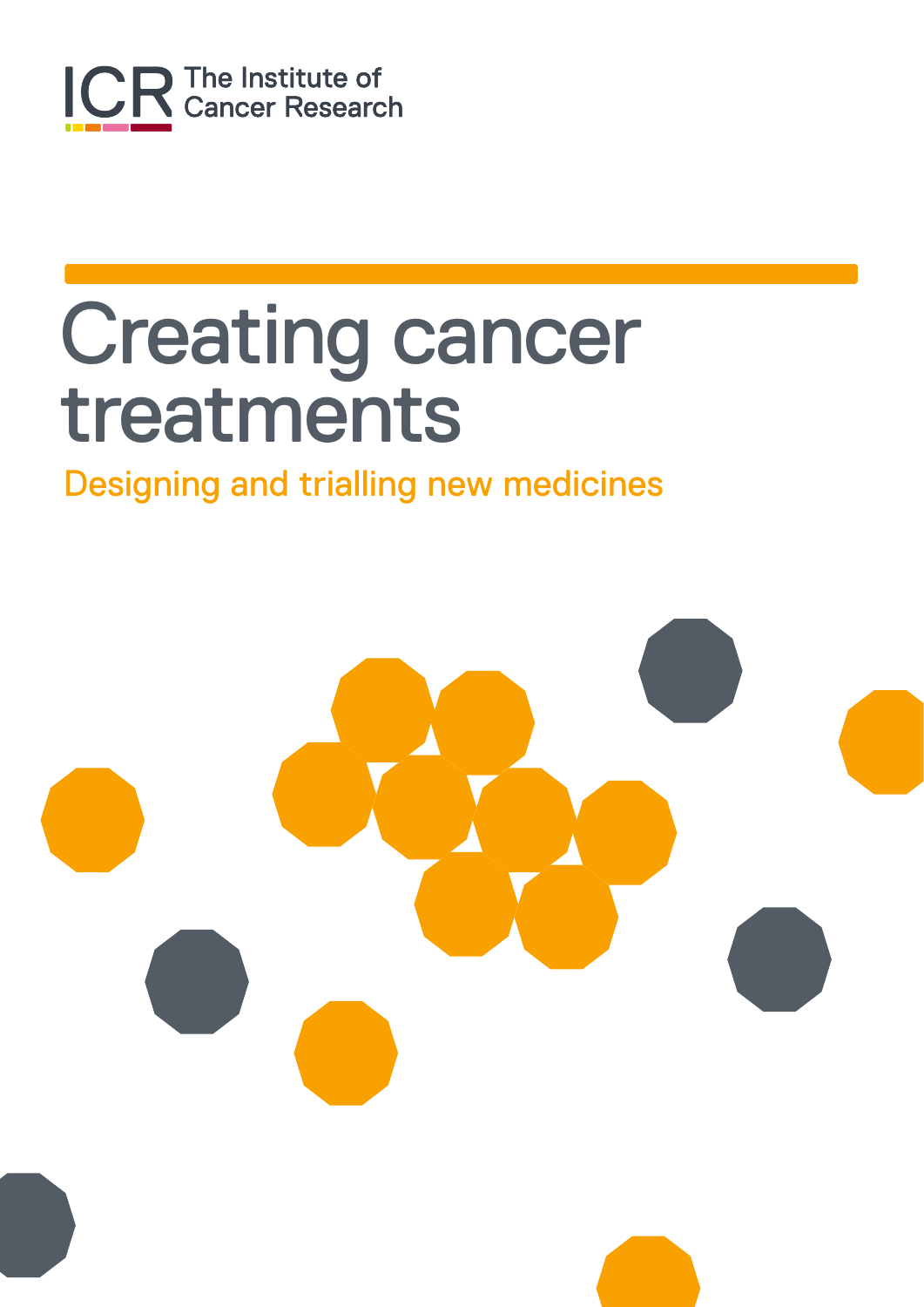ICR The Institute of Cancer Research

# Creating cancer treatments

## Designing and trialling new medicines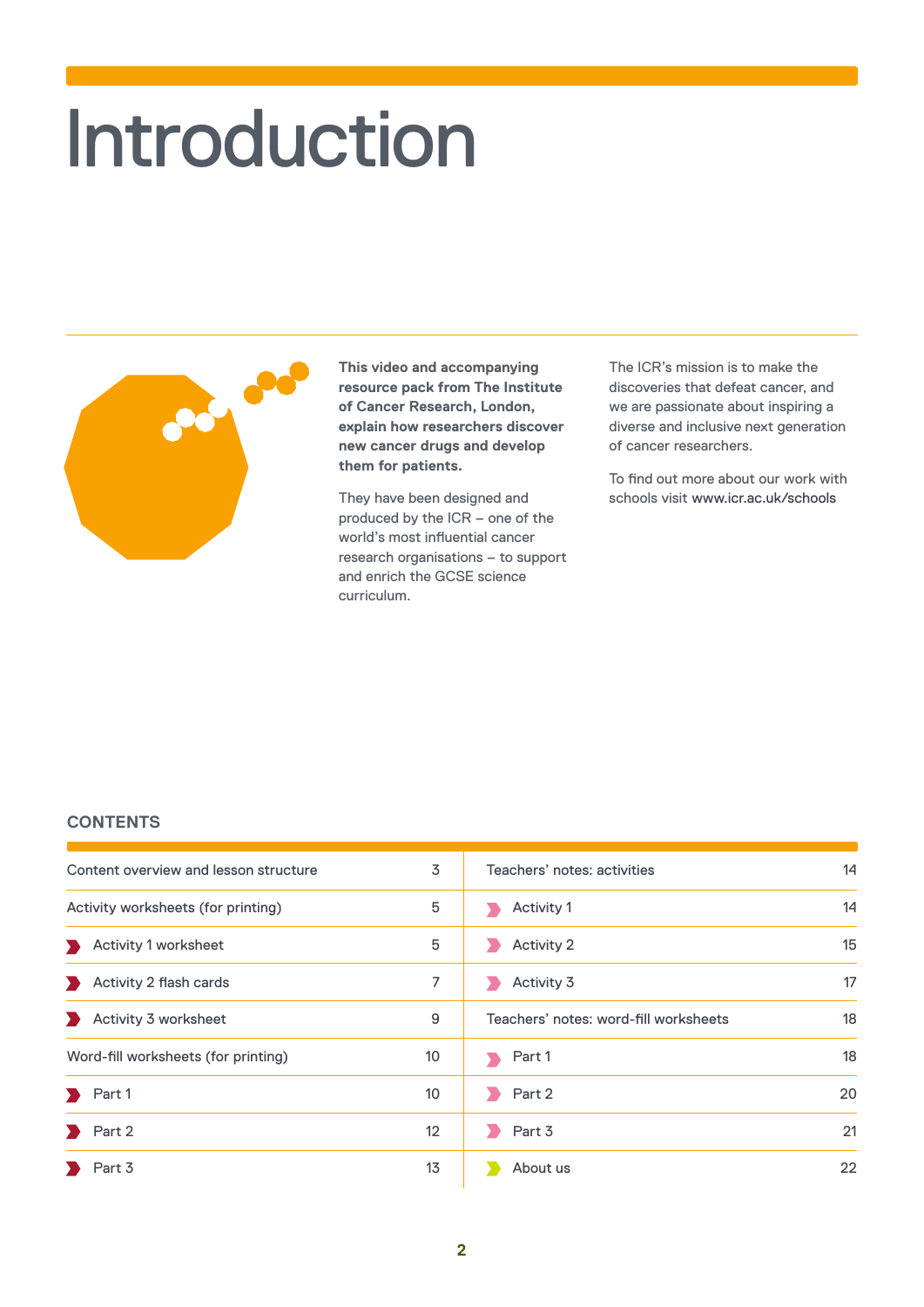# Introduction

**This video and accompanying resource pack from The Institute of Cancer Research, London, explain how researchers discover new cancer drugs and develop them for patients.**

They have been designed and produced by the ICR – one of the world's most influential cancer research organisations – to support and enrich the GCSE science curriculum.

The ICR's mission is to make the discoveries that defeat cancer, and we are passionate about inspiring a diverse and inclusive next generation of cancer researchers.

To find out more about our work with schools visit www.icr.ac.uk/schools

## CONTENTS

| | | | |
|---|---|---|---|
| Content overview and lesson structure | 3 | Teachers' notes: activities | 14 |
| Activity worksheets (for printing) | 5 | Activity 1 | 14 |
| Activity 1 worksheet | 5 | Activity 2 | 15 |
| Activity 2 flash cards | 7 | Activity 3 | 17 |
| Activity 3 worksheet | 9 | Teachers' notes: word-fill worksheets | 18 |
| Word-fill worksheets (for printing) | 10 | Part 1 | 18 |
| Part 1 | 10 | Part 2 | 20 |
| Part 2 | 12 | Part 3 | 21 |
| Part 3 | 13 | About us | 22 |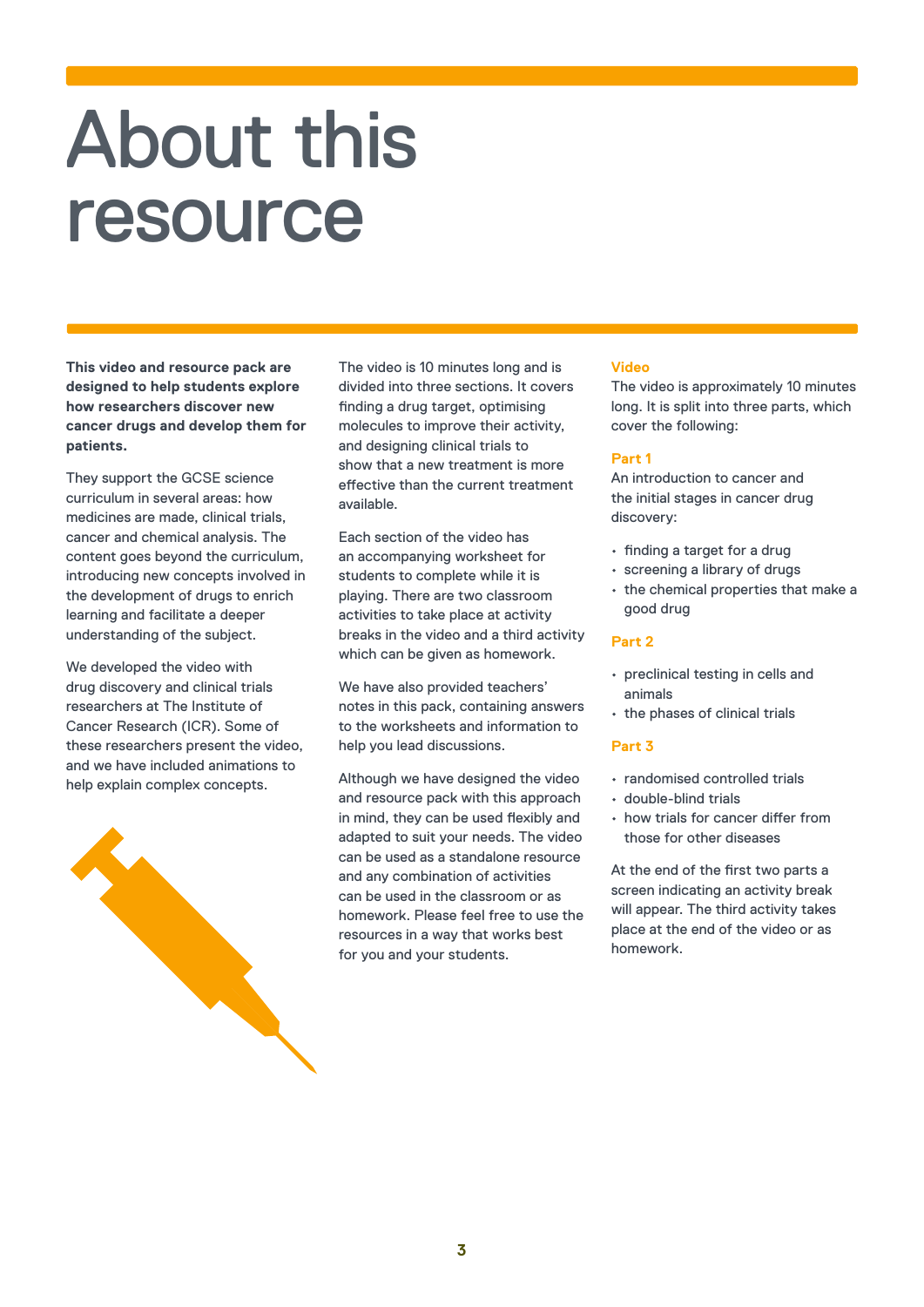# About this resource

**This video and resource pack are designed to help students explore how researchers discover new cancer drugs and develop them for patients.**

They support the GCSE science curriculum in several areas: how medicines are made, clinical trials, cancer and chemical analysis. The content goes beyond the curriculum, introducing new concepts involved in the development of drugs to enrich learning and facilitate a deeper understanding of the subject.

We developed the video with drug discovery and clinical trials researchers at The Institute of Cancer Research (ICR). Some of these researchers present the video, and we have included animations to help explain complex concepts.

The video is 10 minutes long and is divided into three sections. It covers finding a drug target, optimising molecules to improve their activity, and designing clinical trials to show that a new treatment is more effective than the current treatment available.

Each section of the video has an accompanying worksheet for students to complete while it is playing. There are two classroom activities to take place at activity breaks in the video and a third activity which can be given as homework.

We have also provided teachers' notes in this pack, containing answers to the worksheets and information to help you lead discussions.

Although we have designed the video and resource pack with this approach in mind, they can be used flexibly and adapted to suit your needs. The video can be used as a standalone resource and any combination of activities can be used in the classroom or as homework. Please feel free to use the resources in a way that works best for you and your students.

## Video

The video is approximately 10 minutes long. It is split into three parts, which cover the following:

### Part 1

An introduction to cancer and the initial stages in cancer drug discovery:

- finding a target for a drug
- screening a library of drugs
- the chemical properties that make a good drug

### Part 2

- preclinical testing in cells and animals
- the phases of clinical trials

### Part 3

- randomised controlled trials
- double-blind trials
- how trials for cancer differ from those for other diseases

At the end of the first two parts a screen indicating an activity break will appear. The third activity takes place at the end of the video or as homework.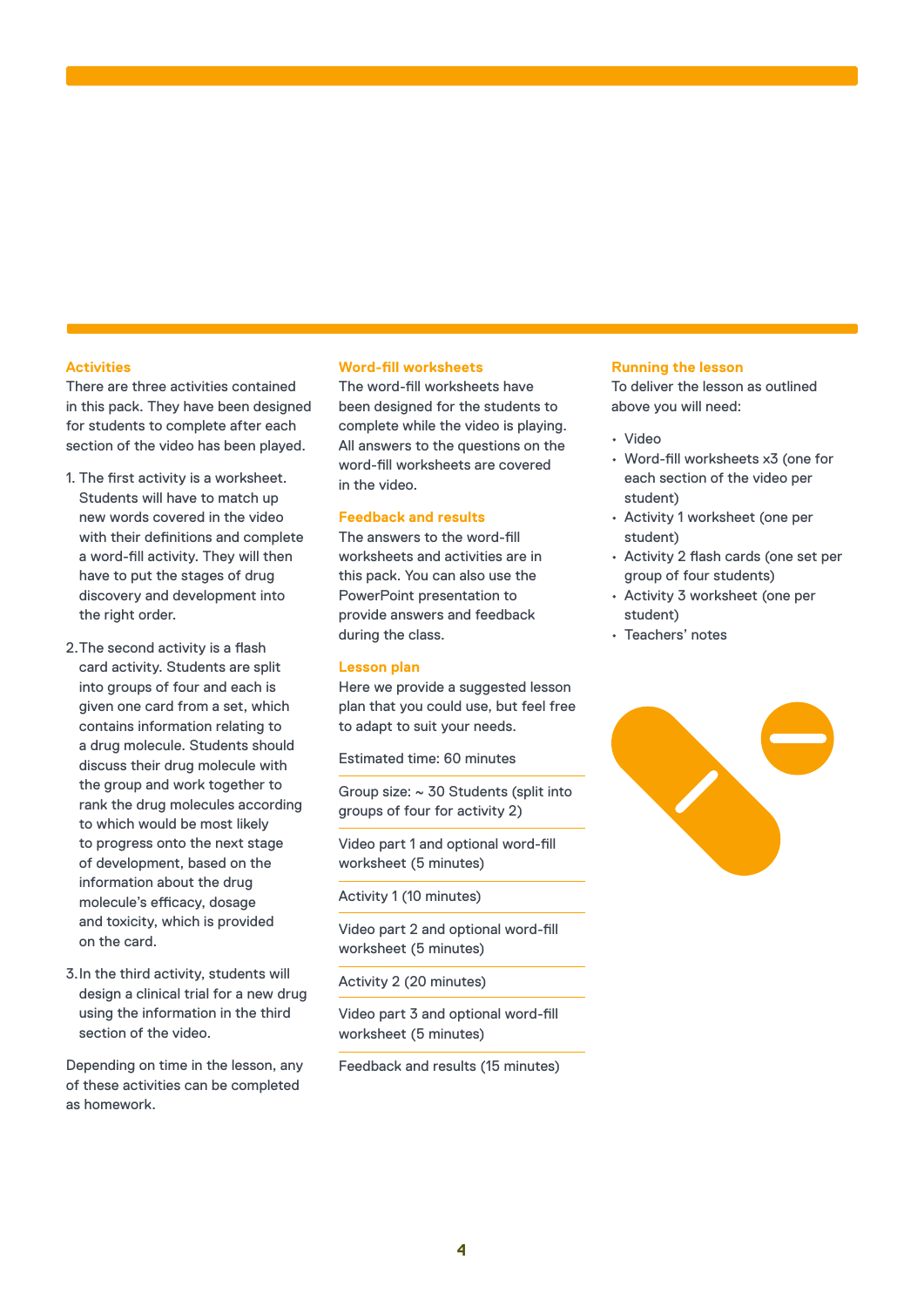## Activities

There are three activities contained in this pack. They have been designed for students to complete after each section of the video has been played.

1. The first activity is a worksheet. Students will have to match up new words covered in the video with their definitions and complete a word-fill activity. They will then have to put the stages of drug discovery and development into the right order.
2. The second activity is a flash card activity. Students are split into groups of four and each is given one card from a set, which contains information relating to a drug molecule. Students should discuss their drug molecule with the group and work together to rank the drug molecules according to which would be most likely to progress onto the next stage of development, based on the information about the drug molecule's efficacy, dosage and toxicity, which is provided on the card.
3. In the third activity, students will design a clinical trial for a new drug using the information in the third section of the video.

Depending on time in the lesson, any of these activities can be completed as homework.

## Word-fill worksheets

The word-fill worksheets have been designed for the students to complete while the video is playing. All answers to the questions on the word-fill worksheets are covered in the video.

## Feedback and results

The answers to the word-fill worksheets and activities are in this pack. You can also use the PowerPoint presentation to provide answers and feedback during the class.

## Lesson plan

Here we provide a suggested lesson plan that you could use, but feel free to adapt to suit your needs.

| |
|---|
| Estimated time: 60 minutes |
| Group size: ~ 30 Students (split into groups of four for activity 2) |
| Video part 1 and optional word-fill worksheet (5 minutes) |
| Activity 1 (10 minutes) |
| Video part 2 and optional word-fill worksheet (5 minutes) |
| Activity 2 (20 minutes) |
| Video part 3 and optional word-fill worksheet (5 minutes) |
| Feedback and results (15 minutes) |

## Running the lesson

To deliver the lesson as outlined above you will need:

- Video
- Word-fill worksheets x3 (one for each section of the video per student)
- Activity 1 worksheet (one per student)
- Activity 2 flash cards (one set per group of four students)
- Activity 3 worksheet (one per student)
- Teachers' notes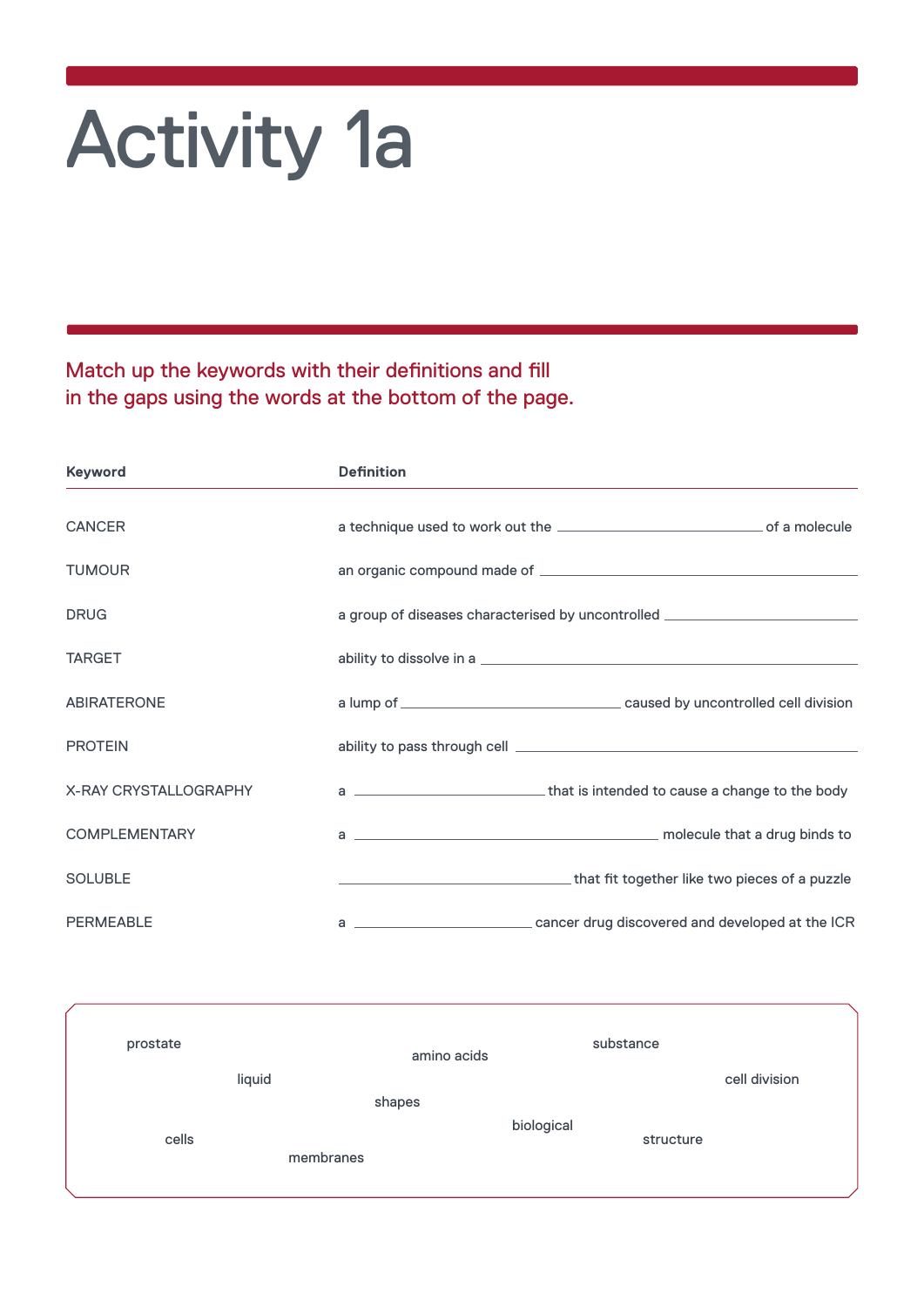# Activity 1a

Match up the keywords with their definitions and fill in the gaps using the words at the bottom of the page.

| Keyword | Definition |
|---|---|
| CANCER | a technique used to work out the \_\_\_\_\_\_\_\_\_\_\_\_\_\_\_\_\_\_ of a molecule |
| TUMOUR | an organic compound made of \_\_\_\_\_\_\_\_\_\_\_\_\_\_\_\_\_\_ |
| DRUG | a group of diseases characterised by uncontrolled \_\_\_\_\_\_\_\_\_\_\_\_\_\_\_\_\_\_ |
| TARGET | ability to dissolve in a \_\_\_\_\_\_\_\_\_\_\_\_\_\_\_\_\_\_ |
| ABIRATERONE | a lump of \_\_\_\_\_\_\_\_\_\_\_\_\_\_\_\_\_\_ caused by uncontrolled cell division |
| PROTEIN | ability to pass through cell \_\_\_\_\_\_\_\_\_\_\_\_\_\_\_\_\_\_ |
| X-RAY CRYSTALLOGRAPHY | a \_\_\_\_\_\_\_\_\_\_\_\_\_\_\_\_\_\_ that is intended to cause a change to the body |
| COMPLEMENTARY | a \_\_\_\_\_\_\_\_\_\_\_\_\_\_\_\_\_\_ molecule that a drug binds to |
| SOLUBLE | \_\_\_\_\_\_\_\_\_\_\_\_\_\_\_\_\_\_ that fit together like two pieces of a puzzle |
| PERMEABLE | a \_\_\_\_\_\_\_\_\_\_\_\_\_\_\_\_\_\_ cancer drug discovered and developed at the ICR |

prostate
amino acids
substance
liquid
cell division
shapes
biological
cells
structure
membranes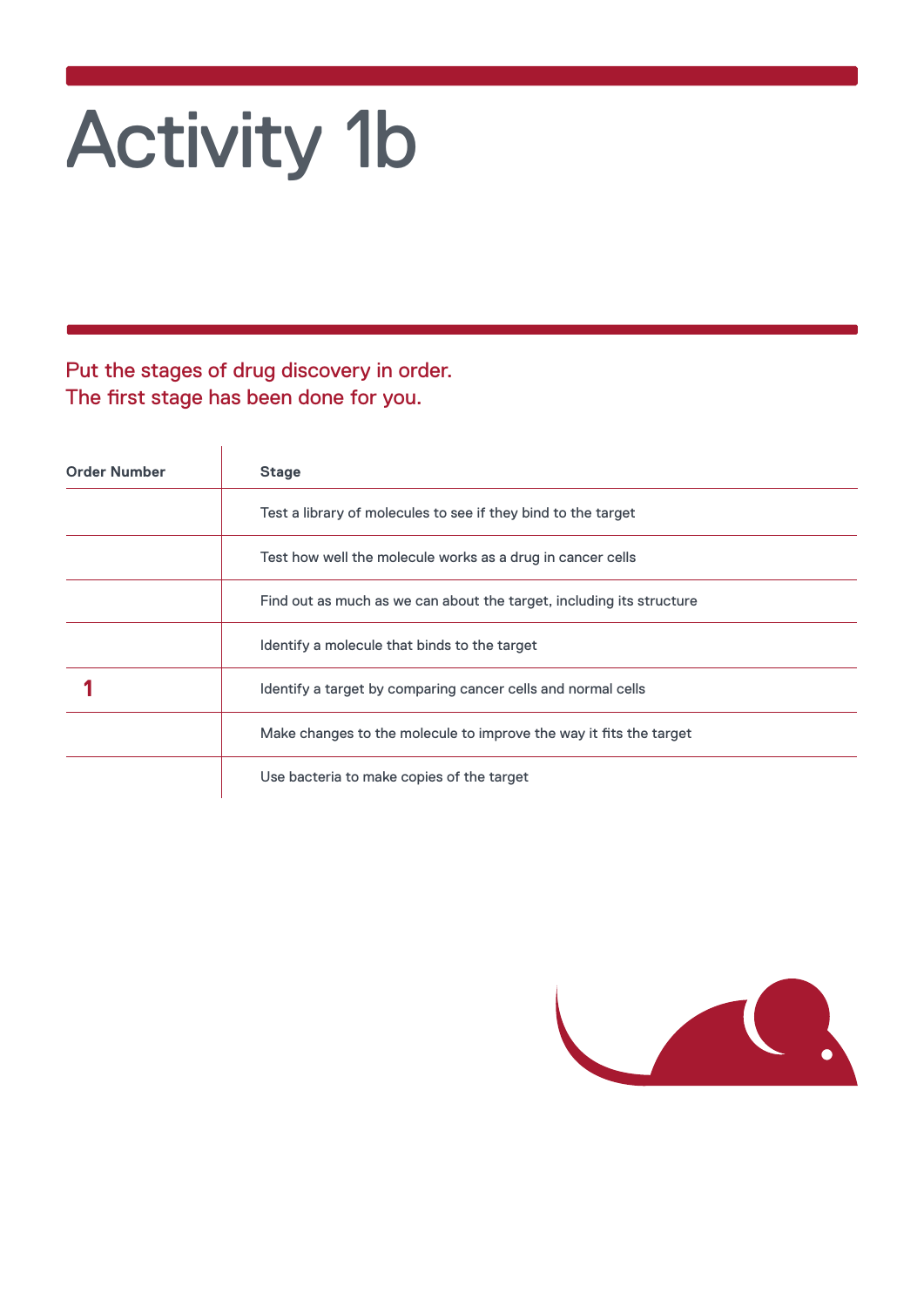# Activity 1b

Put the stages of drug discovery in order.
The first stage has been done for you.

| Order Number | Stage |
|---|---|
| | Test a library of molecules to see if they bind to the target |
| | Test how well the molecule works as a drug in cancer cells |
| | Find out as much as we can about the target, including its structure |
| | Identify a molecule that binds to the target |
| 1 | Identify a target by comparing cancer cells and normal cells |
| | Make changes to the molecule to improve the way it fits the target |
| | Use bacteria to make copies of the target |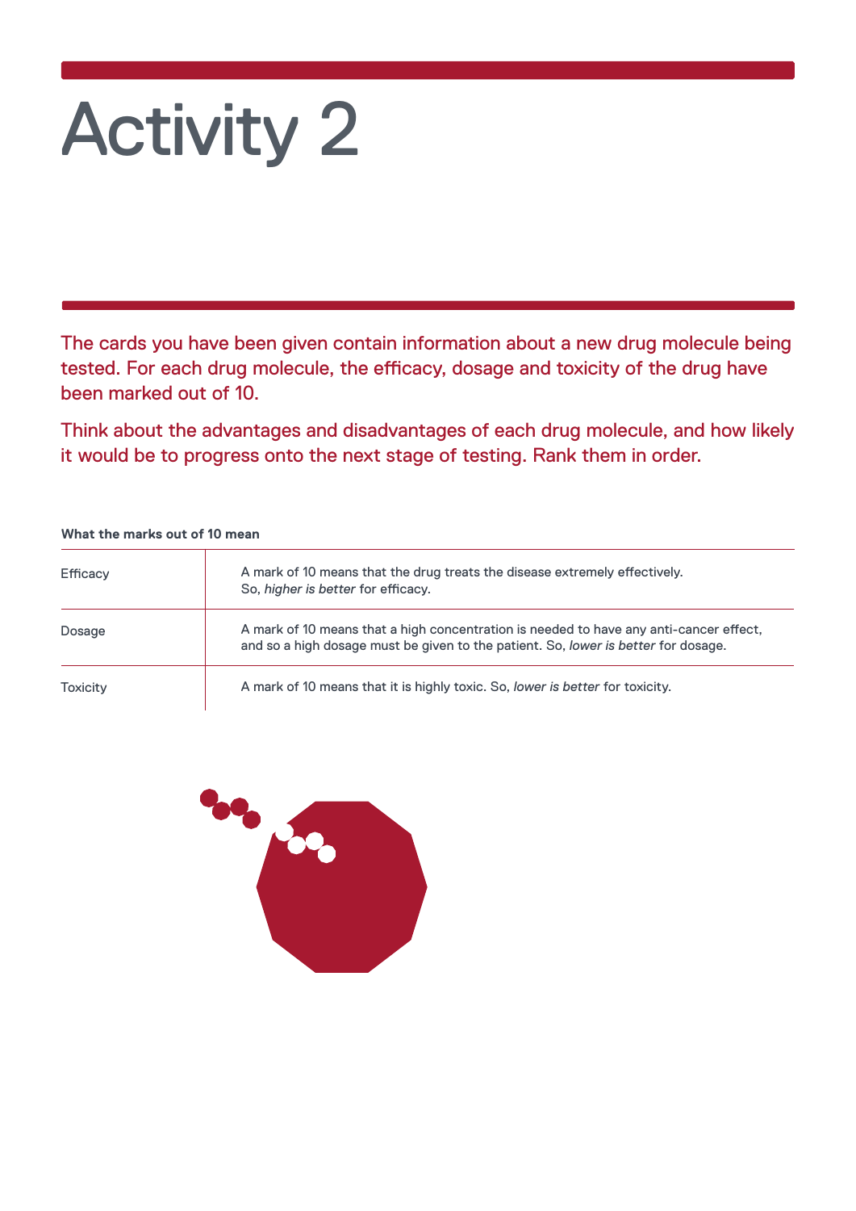# Activity 2

The cards you have been given contain information about a new drug molecule being tested. For each drug molecule, the efficacy, dosage and toxicity of the drug have been marked out of 10.

Think about the advantages and disadvantages of each drug molecule, and how likely it would be to progress onto the next stage of testing. Rank them in order.

**What the marks out of 10 mean**

| | |
|---|---|
| Efficacy | A mark of 10 means that the drug treats the disease extremely effectively. So, *higher is better* for efficacy. |
| Dosage | A mark of 10 means that a high concentration is needed to have any anti-cancer effect, and so a high dosage must be given to the patient. So, *lower is better* for dosage. |
| Toxicity | A mark of 10 means that it is highly toxic. So, *lower is better* for toxicity. |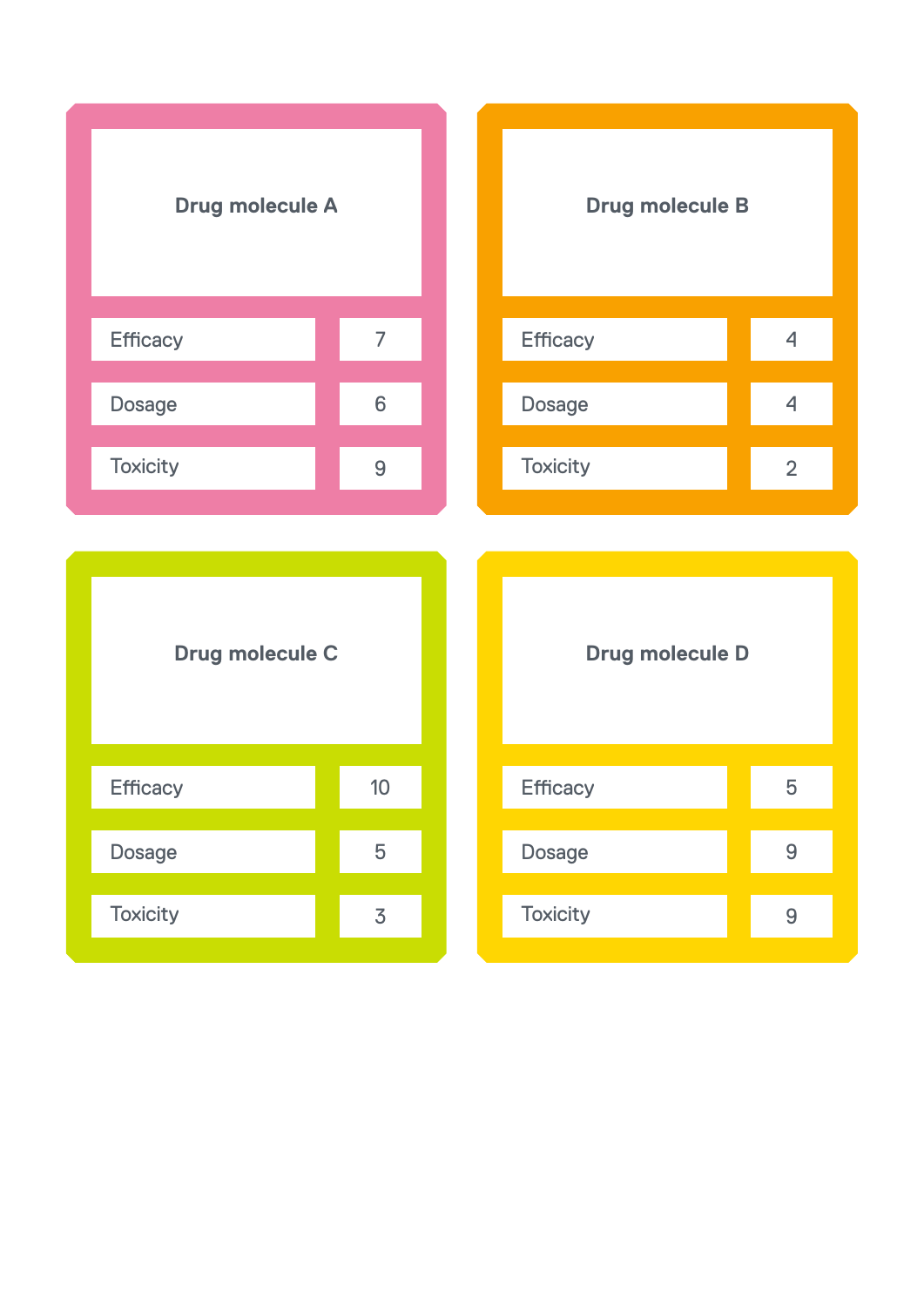## Drug molecule A

| | |
|---|---|
| Efficacy | 7 |
| Dosage | 6 |
| Toxicity | 9 |

## Drug molecule B

| | |
|---|---|
| Efficacy | 4 |
| Dosage | 4 |
| Toxicity | 2 |

## Drug molecule C

| | |
|---|---|
| Efficacy | 10 |
| Dosage | 5 |
| Toxicity | 3 |

## Drug molecule D

| | |
|---|---|
| Efficacy | 5 |
| Dosage | 9 |
| Toxicity | 9 |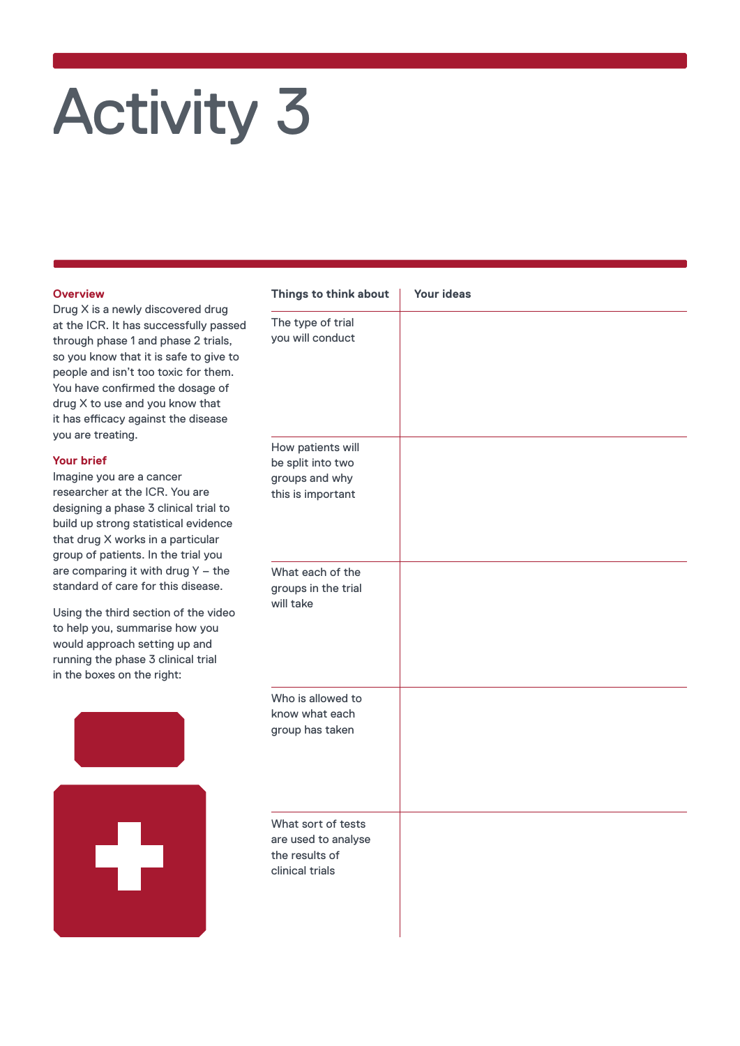# Activity 3

**Overview**

Drug X is a newly discovered drug at the ICR. It has successfully passed through phase 1 and phase 2 trials, so you know that it is safe to give to people and isn't too toxic for them. You have confirmed the dosage of drug X to use and you know that it has efficacy against the disease you are treating.

**Your brief**

Imagine you are a cancer researcher at the ICR. You are designing a phase 3 clinical trial to build up strong statistical evidence that drug X works in a particular group of patients. In the trial you are comparing it with drug Y – the standard of care for this disease.

Using the third section of the video to help you, summarise how you would approach setting up and running the phase 3 clinical trial in the boxes on the right:

| Things to think about | Your ideas |
|---|---|
| The type of trial you will conduct | |
| How patients will be split into two groups and why this is important | |
| What each of the groups in the trial will take | |
| Who is allowed to know what each group has taken | |
| What sort of tests are used to analyse the results of clinical trials | |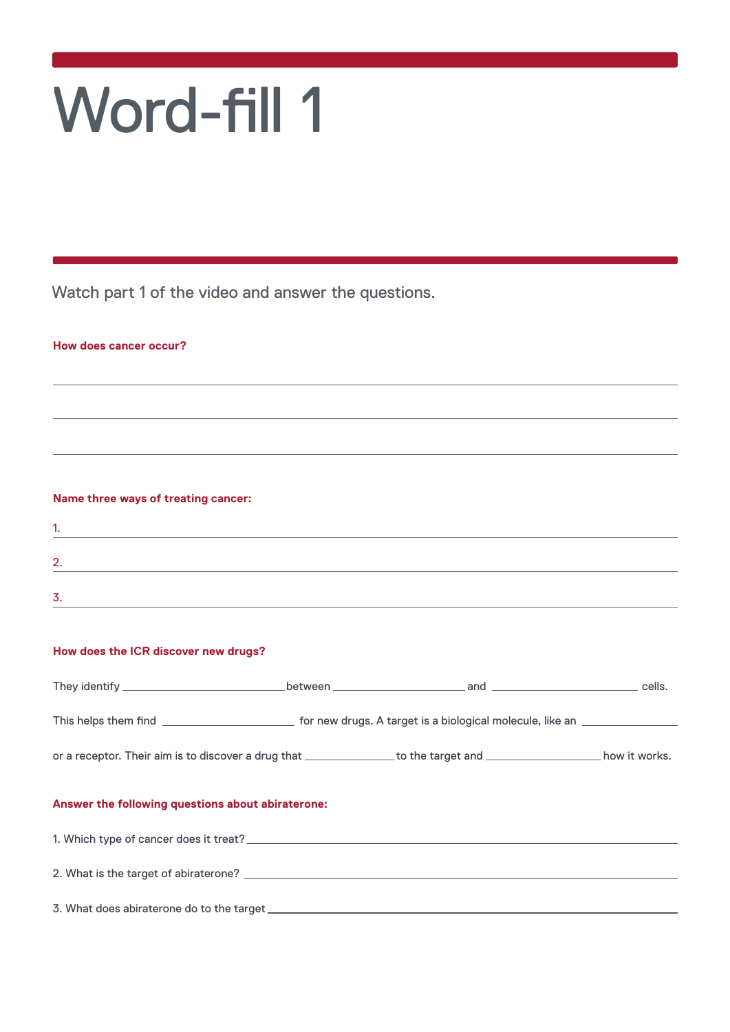# Word-fill 1

Watch part 1 of the video and answer the questions.

**How does cancer occur?**

______________________________________________

______________________________________________

______________________________________________

**Name three ways of treating cancer:**

1. ______________________________________________
2. ______________________________________________
3. ______________________________________________

**How does the ICR discover new drugs?**

They identify ____________________ between ________________ and __________________ cells.

This helps them find ________________ for new drugs. A target is a biological molecule, like an ______________

or a receptor. Their aim is to discover a drug that ____________ to the target and ______________ how it works.

**Answer the following questions about abiraterone:**

1. Which type of cancer does it treat? ______________________________________________

2. What is the target of abiraterone? ______________________________________________

3. What does abiraterone do to the target ______________________________________________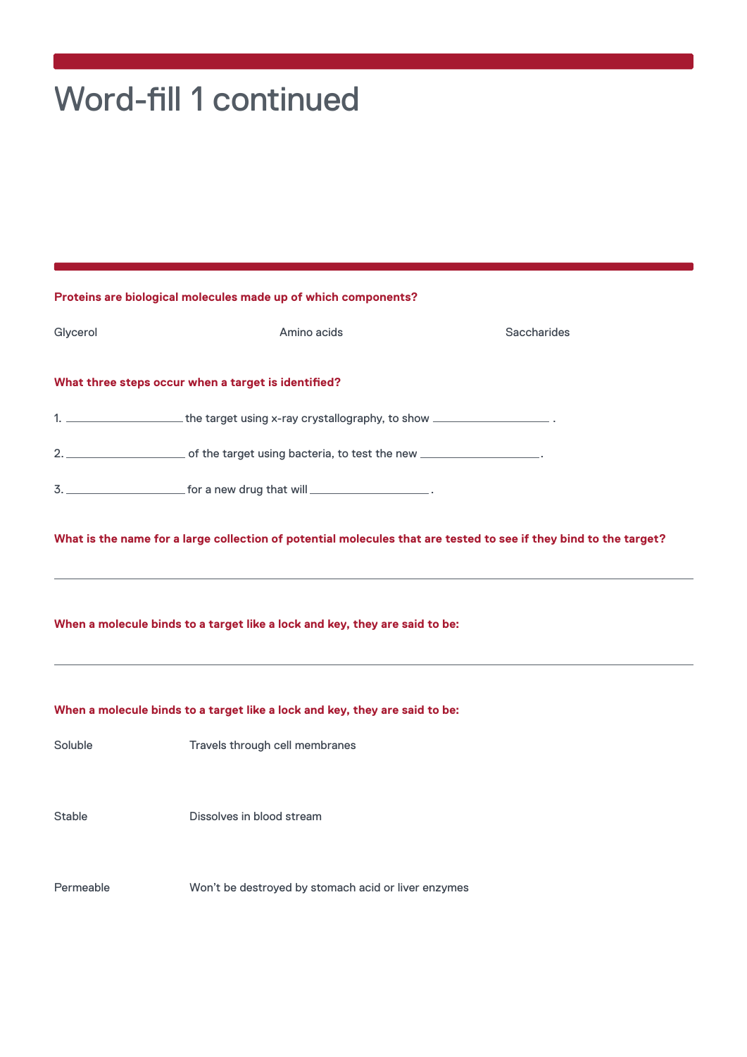# Word-fill 1 continued

**Proteins are biological molecules made up of which components?**

Glycerol

Amino acids

Saccharides

**What three steps occur when a target is identified?**

1. ________________ the target using x-ray crystallography, to show ________________ .
2. ________________ of the target using bacteria, to test the new ________________.
3. ________________ for a new drug that will ________________ .

**What is the name for a large collection of potential molecules that are tested to see if they bind to the target?**

_______________________________________________

**When a molecule binds to a target like a lock and key, they are said to be:**

_______________________________________________

**When a molecule binds to a target like a lock and key, they are said to be:**

| | |
|---|---|
| Soluble | Travels through cell membranes |
| Stable | Dissolves in blood stream |
| Permeable | Won't be destroyed by stomach acid or liver enzymes |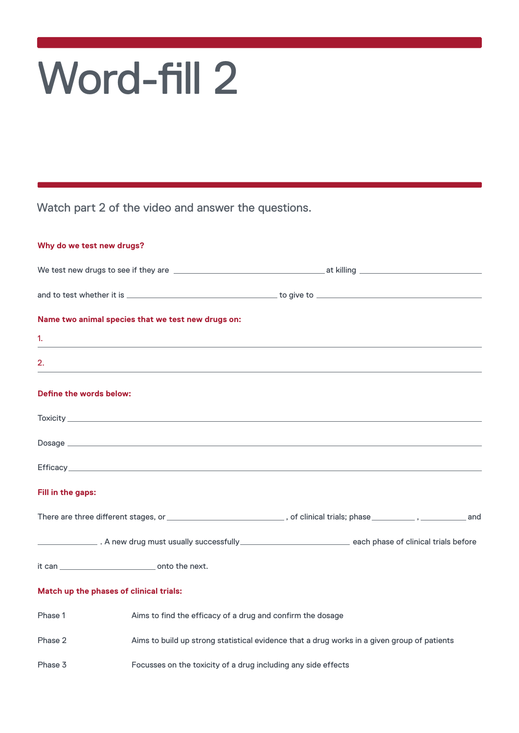# Word-fill 2

Watch part 2 of the video and answer the questions.

**Why do we test new drugs?**

We test new drugs to see if they are ______________________ at killing ____________________

and to test whether it is ______________________ to give to ________________________

**Name two animal species that we test new drugs on:**

1. ____________________________________________

2. ____________________________________________

**Define the words below:**

Toxicity ____________________________________________

Dosage ____________________________________________

Efficacy ____________________________________________

**Fill in the gaps:**

There are three different stages, or ____________________ , of clinical trials; phase ________ , ________ and ________ . A new drug must usually successfully ____________________ each phase of clinical trials before it can ________________ onto the next.

**Match up the phases of clinical trials:**

| | |
|---|---|
| Phase 1 | Aims to find the efficacy of a drug and confirm the dosage |
| Phase 2 | Aims to build up strong statistical evidence that a drug works in a given group of patients |
| Phase 3 | Focusses on the toxicity of a drug including any side effects |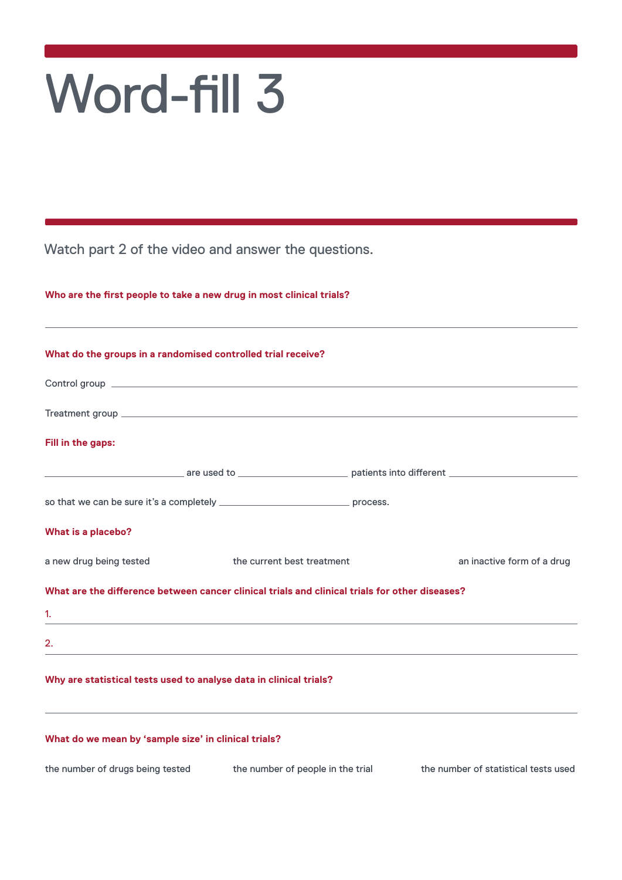# Word-fill 3

Watch part 2 of the video and answer the questions.

**Who are the first people to take a new drug in most clinical trials?**

______________________________________________

**What do the groups in a randomised controlled trial receive?**

Control group ______________________________________________

Treatment group ______________________________________________

**Fill in the gaps:**

______________ are used to ______________ patients into different ______________

so that we can be sure it's a completely ______________ process.

**What is a placebo?**

a new drug being tested

the current best treatment

an inactive form of a drug

**What are the difference between cancer clinical trials and clinical trials for other diseases?**

1. ______________________________________________
2. ______________________________________________

**Why are statistical tests used to analyse data in clinical trials?**

______________________________________________

**What do we mean by 'sample size' in clinical trials?**

the number of drugs being tested

the number of people in the trial

the number of statistical tests used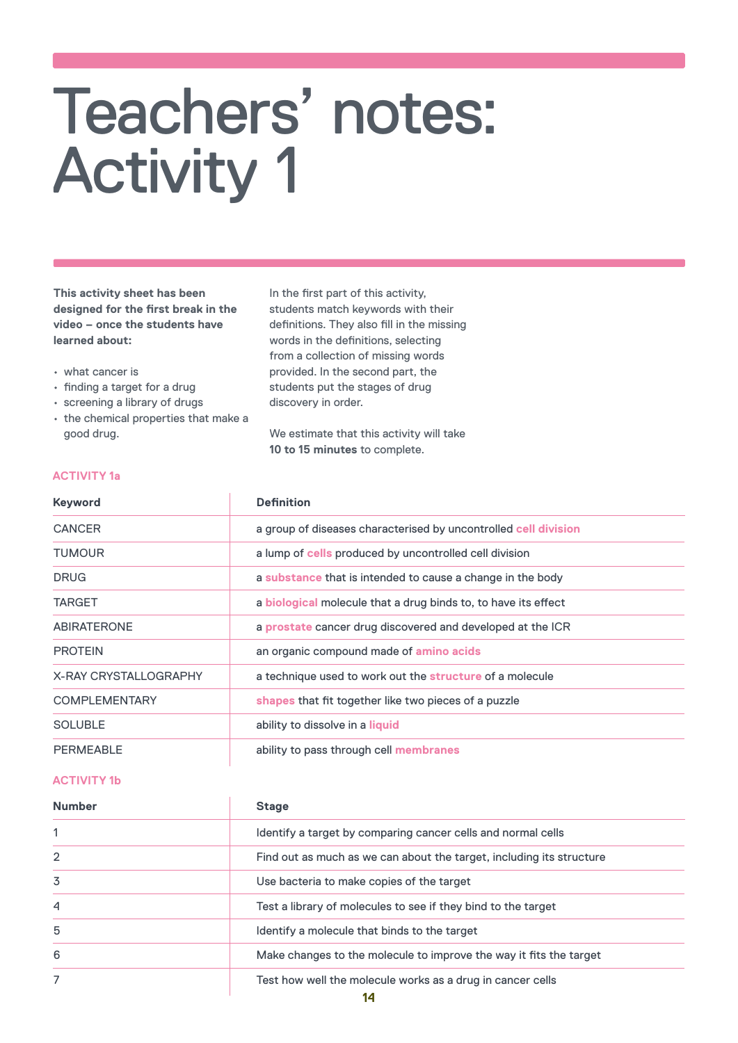# Teachers' notes: Activity 1

**This activity sheet has been designed for the first break in the video – once the students have learned about:**

- what cancer is
- finding a target for a drug
- screening a library of drugs
- the chemical properties that make a good drug.

In the first part of this activity, students match keywords with their definitions. They also fill in the missing words in the definitions, selecting from a collection of missing words provided. In the second part, the students put the stages of drug discovery in order.

We estimate that this activity will take **10 to 15 minutes** to complete.

## ACTIVITY 1a

| Keyword | Definition |
|---|---|
| CANCER | a group of diseases characterised by uncontrolled **cell division** |
| TUMOUR | a lump of **cells** produced by uncontrolled cell division |
| DRUG | a **substance** that is intended to cause a change in the body |
| TARGET | a **biological** molecule that a drug binds to, to have its effect |
| ABIRATERONE | a **prostate** cancer drug discovered and developed at the ICR |
| PROTEIN | an organic compound made of **amino acids** |
| X-RAY CRYSTALLOGRAPHY | a technique used to work out the **structure** of a molecule |
| COMPLEMENTARY | **shapes** that fit together like two pieces of a puzzle |
| SOLUBLE | ability to dissolve in a **liquid** |
| PERMEABLE | ability to pass through cell **membranes** |

## ACTIVITY 1b

| Number | Stage |
|---|---|
| 1 | Identify a target by comparing cancer cells and normal cells |
| 2 | Find out as much as we can about the target, including its structure |
| 3 | Use bacteria to make copies of the target |
| 4 | Test a library of molecules to see if they bind to the target |
| 5 | Identify a molecule that binds to the target |
| 6 | Make changes to the molecule to improve the way it fits the target |
| 7 | Test how well the molecule works as a drug in cancer cells |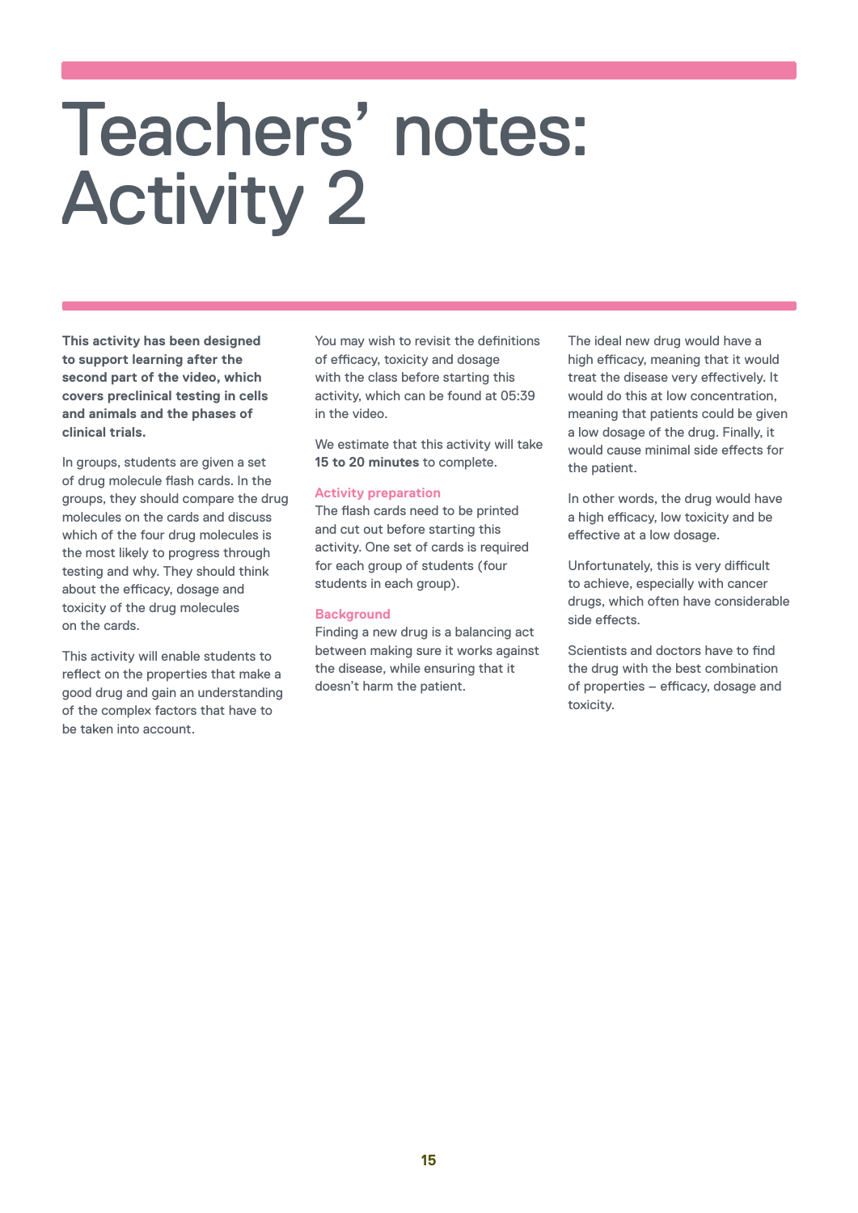# Teachers' notes: Activity 2

**This activity has been designed to support learning after the second part of the video, which covers preclinical testing in cells and animals and the phases of clinical trials.**

In groups, students are given a set of drug molecule flash cards. In the groups, they should compare the drug molecules on the cards and discuss which of the four drug molecules is the most likely to progress through testing and why. They should think about the efficacy, dosage and toxicity of the drug molecules on the cards.

This activity will enable students to reflect on the properties that make a good drug and gain an understanding of the complex factors that have to be taken into account.

You may wish to revisit the definitions of efficacy, toxicity and dosage with the class before starting this activity, which can be found at 05:39 in the video.

We estimate that this activity will take **15 to 20 minutes** to complete.

## Activity preparation

The flash cards need to be printed and cut out before starting this activity. One set of cards is required for each group of students (four students in each group).

## Background

Finding a new drug is a balancing act between making sure it works against the disease, while ensuring that it doesn't harm the patient.

The ideal new drug would have a high efficacy, meaning that it would treat the disease very effectively. It would do this at low concentration, meaning that patients could be given a low dosage of the drug. Finally, it would cause minimal side effects for the patient.

In other words, the drug would have a high efficacy, low toxicity and be effective at a low dosage.

Unfortunately, this is very difficult to achieve, especially with cancer drugs, which often have considerable side effects.

Scientists and doctors have to find the drug with the best combination of properties – efficacy, dosage and toxicity.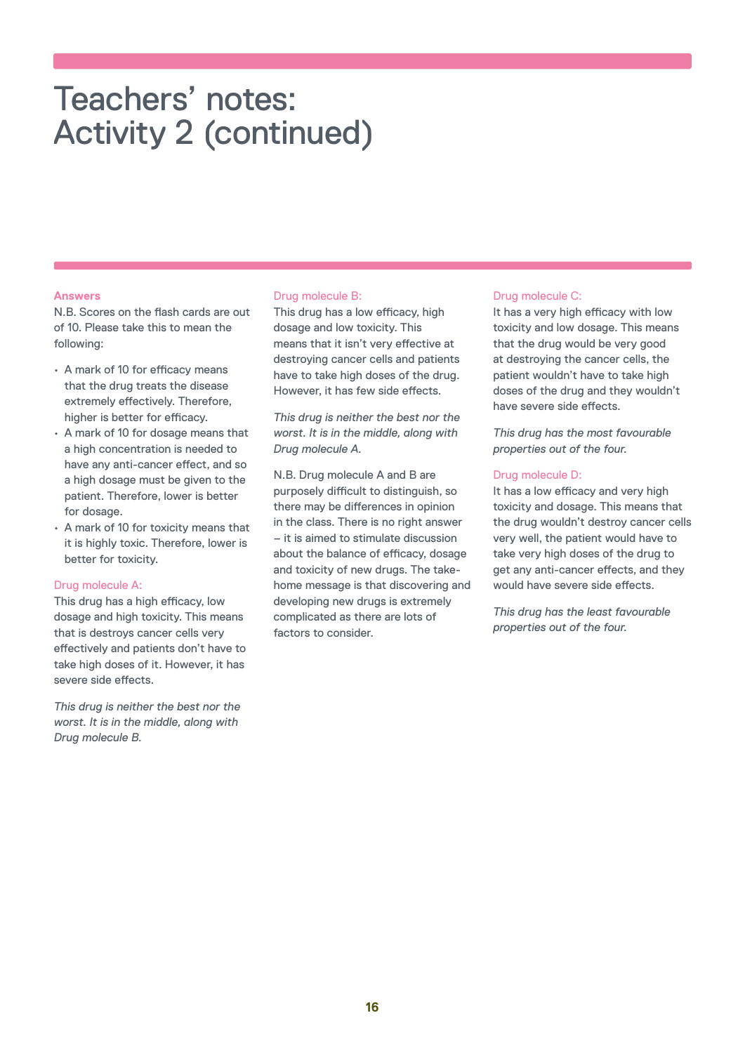# Teachers' notes: Activity 2 (continued)

**Answers**

N.B. Scores on the flash cards are out of 10. Please take this to mean the following:

- A mark of 10 for efficacy means that the drug treats the disease extremely effectively. Therefore, higher is better for efficacy.
- A mark of 10 for dosage means that a high concentration is needed to have any anti-cancer effect, and so a high dosage must be given to the patient. Therefore, lower is better for dosage.
- A mark of 10 for toxicity means that it is highly toxic. Therefore, lower is better for toxicity.

### Drug molecule A:

This drug has a high efficacy, low dosage and high toxicity. This means that is destroys cancer cells very effectively and patients don't have to take high doses of it. However, it has severe side effects.

*This drug is neither the best nor the worst. It is in the middle, along with Drug molecule B.*

### Drug molecule B:

This drug has a low efficacy, high dosage and low toxicity. This means that it isn't very effective at destroying cancer cells and patients have to take high doses of the drug. However, it has few side effects.

*This drug is neither the best nor the worst. It is in the middle, along with Drug molecule A.*

N.B. Drug molecule A and B are purposely difficult to distinguish, so there may be differences in opinion in the class. There is no right answer – it is aimed to stimulate discussion about the balance of efficacy, dosage and toxicity of new drugs. The take-home message is that discovering and developing new drugs is extremely complicated as there are lots of factors to consider.

### Drug molecule C:

It has a very high efficacy with low toxicity and low dosage. This means that the drug would be very good at destroying the cancer cells, the patient wouldn't have to take high doses of the drug and they wouldn't have severe side effects.

*This drug has the most favourable properties out of the four.*

### Drug molecule D:

It has a low efficacy and very high toxicity and dosage. This means that the drug wouldn't destroy cancer cells very well, the patient would have to take very high doses of the drug to get any anti-cancer effects, and they would have severe side effects.

*This drug has the least favourable properties out of the four.*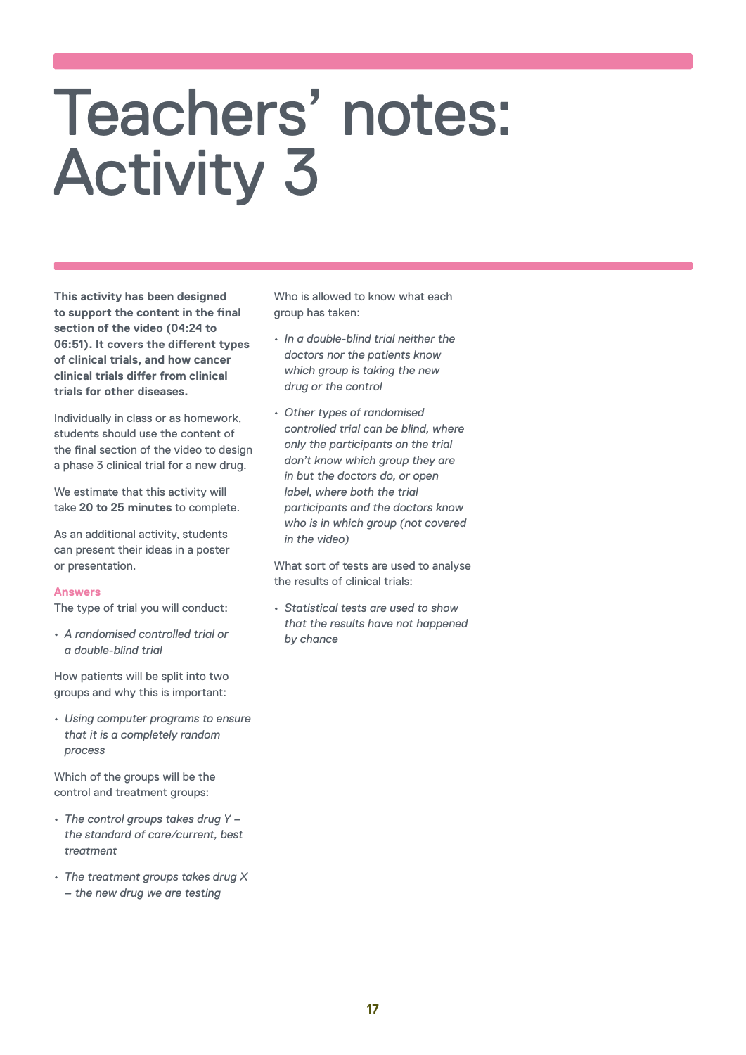# Teachers' notes: Activity 3

**This activity has been designed to support the content in the final section of the video (04:24 to 06:51). It covers the different types of clinical trials, and how cancer clinical trials differ from clinical trials for other diseases.**

Individually in class or as homework, students should use the content of the final section of the video to design a phase 3 clinical trial for a new drug.

We estimate that this activity will take **20 to 25 minutes** to complete.

As an additional activity, students can present their ideas in a poster or presentation.

### Answers

The type of trial you will conduct:

- *A randomised controlled trial or a double-blind trial*

How patients will be split into two groups and why this is important:

- *Using computer programs to ensure that it is a completely random process*

Which of the groups will be the control and treatment groups:

- *The control groups takes drug Y – the standard of care/current, best treatment*
- *The treatment groups takes drug X – the new drug we are testing*

Who is allowed to know what each group has taken:

- *In a double-blind trial neither the doctors nor the patients know which group is taking the new drug or the control*
- *Other types of randomised controlled trial can be blind, where only the participants on the trial don't know which group they are in but the doctors do, or open label, where both the trial participants and the doctors know who is in which group (not covered in the video)*

What sort of tests are used to analyse the results of clinical trials:

- *Statistical tests are used to show that the results have not happened by chance*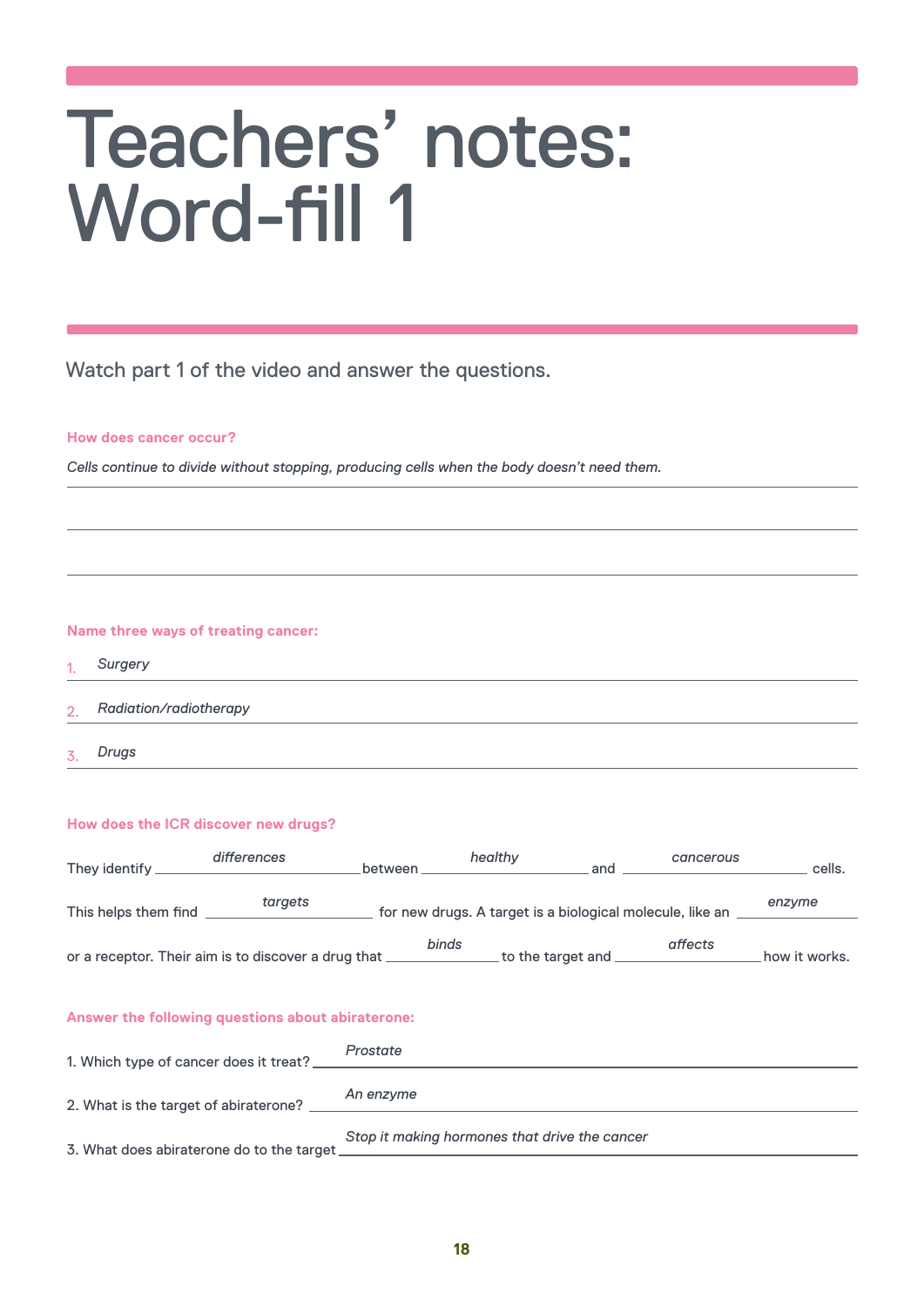# Teachers' notes: Word-fill 1

Watch part 1 of the video and answer the questions.

**How does cancer occur?**

*Cells continue to divide without stopping, producing cells when the body doesn't need them.*

**Name three ways of treating cancer:**

1. *Surgery*
2. *Radiation/radiotherapy*
3. *Drugs*

**How does the ICR discover new drugs?**

They identify *differences* between *healthy* and *cancerous* cells. This helps them find *targets* for new drugs. A target is a biological molecule, like an *enzyme* or a receptor. Their aim is to discover a drug that *binds* to the target and *affects* how it works.

**Answer the following questions about abiraterone:**

1. Which type of cancer does it treat? *Prostate*
2. What is the target of abiraterone? *An enzyme*
3. What does abiraterone do to the target *Stop it making hormones that drive the cancer*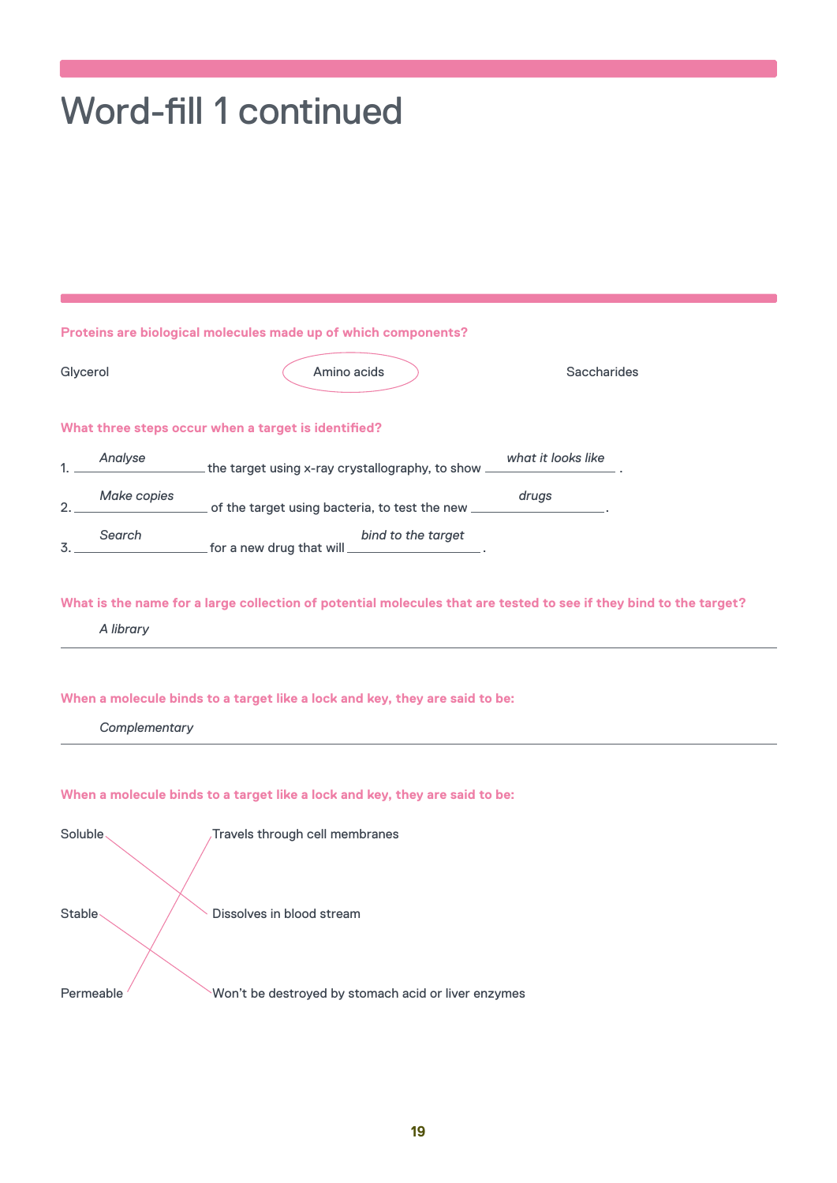# Word-fill 1 continued

**Proteins are biological molecules made up of which components?**

Glycerol | Amino acids (circled) | Saccharides

**What three steps occur when a target is identified?**

1. *Analyse* the target using x-ray crystallography, to show *what it looks like*.
2. *Make copies* of the target using bacteria, to test the new *drugs*.
3. *Search* for a new drug that will *bind to the target*.

**What is the name for a large collection of potential molecules that are tested to see if they bind to the target?**

*A library*

**When a molecule binds to a target like a lock and key, they are said to be:**

*Complementary*

**When a molecule binds to a target like a lock and key, they are said to be:**

- Soluble — Dissolves in blood stream
- Stable — Won't be destroyed by stomach acid or liver enzymes
- Permeable — Travels through cell membranes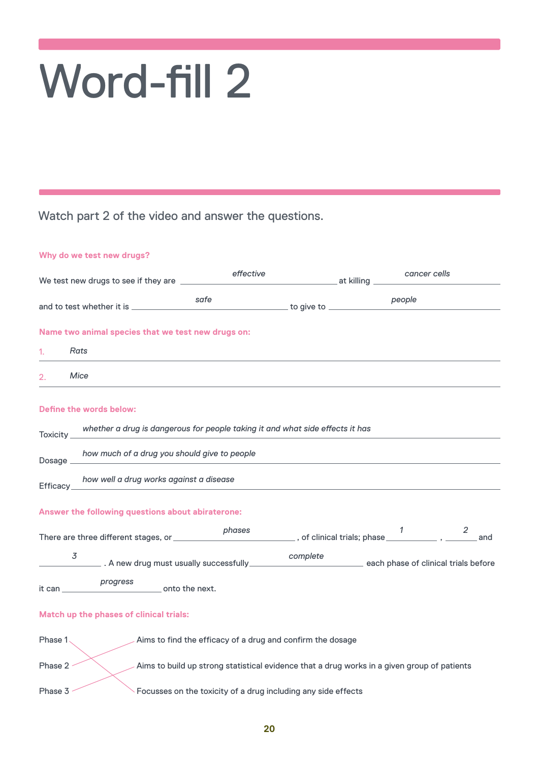# Word-fill 2

Watch part 2 of the video and answer the questions.

**Why do we test new drugs?**

We test new drugs to see if they are *effective* at killing *cancer cells* and to test whether it is *safe* to give to *people*

**Name two animal species that we test new drugs on:**

1. *Rats*
2. *Mice*

**Define the words below:**

Toxicity *whether a drug is dangerous for people taking it and what side effects it has*

Dosage *how much of a drug you should give to people*

Efficacy *how well a drug works against a disease*

**Answer the following questions about abiraterone:**

There are three different stages, or *phases*, of clinical trials; phase *1*, *2* and *3*. A new drug must usually successfully *complete* each phase of clinical trials before it can *progress* onto the next.

**Match up the phases of clinical trials:**

Phase 1 — Focusses on the toxicity of a drug including any side effects

Phase 2 — Aims to find the efficacy of a drug and confirm the dosage

Phase 3 — Aims to build up strong statistical evidence that a drug works in a given group of patients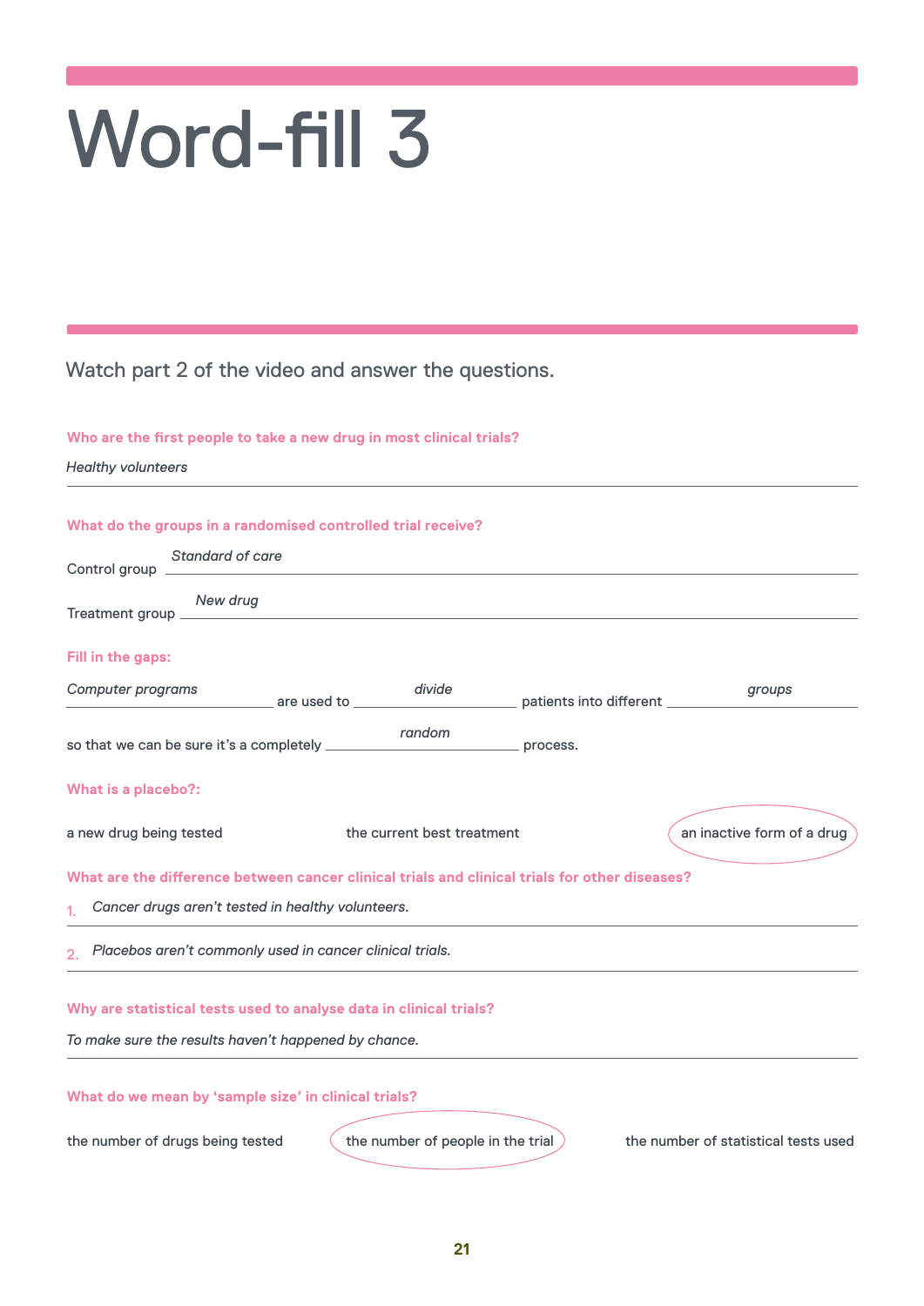# Word-fill 3

Watch part 2 of the video and answer the questions.

**Who are the first people to take a new drug in most clinical trials?**

*Healthy volunteers*

**What do the groups in a randomised controlled trial receive?**

Control group *Standard of care*

Treatment group *New drug*

**Fill in the gaps:**

*Computer programs* are used to *divide* patients into different *groups* so that we can be sure it's a completely *random* process.

**What is a placebo?:**

a new drug being tested

the current best treatment

an inactive form of a drug (circled)

**What are the difference between cancer clinical trials and clinical trials for other diseases?**

1. *Cancer drugs aren't tested in healthy volunteers.*
2. *Placebos aren't commonly used in cancer clinical trials.*

**Why are statistical tests used to analyse data in clinical trials?**

*To make sure the results haven't happened by chance.*

**What do we mean by 'sample size' in clinical trials?**

the number of drugs being tested

the number of people in the trial (circled)

the number of statistical tests used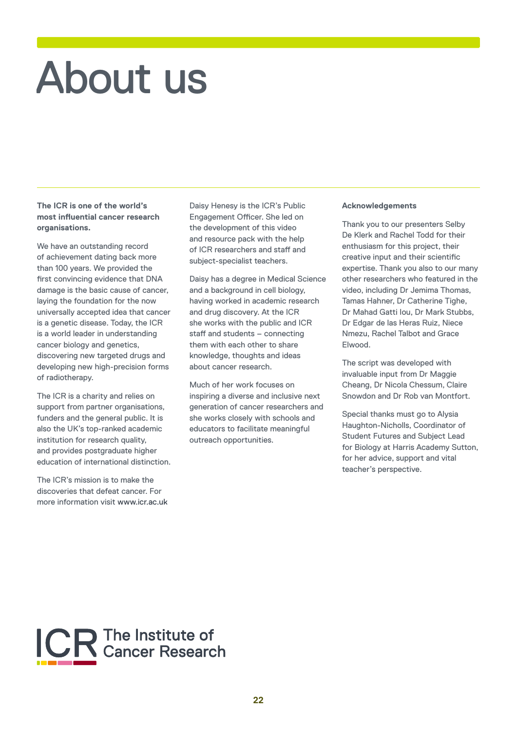# About us

**The ICR is one of the world's most influential cancer research organisations.**

We have an outstanding record of achievement dating back more than 100 years. We provided the first convincing evidence that DNA damage is the basic cause of cancer, laying the foundation for the now universally accepted idea that cancer is a genetic disease. Today, the ICR is a world leader in understanding cancer biology and genetics, discovering new targeted drugs and developing new high-precision forms of radiotherapy.

The ICR is a charity and relies on support from partner organisations, funders and the general public. It is also the UK's top-ranked academic institution for research quality, and provides postgraduate higher education of international distinction.

The ICR's mission is to make the discoveries that defeat cancer. For more information visit www.icr.ac.uk

Daisy Henesy is the ICR's Public Engagement Officer. She led on the development of this video and resource pack with the help of ICR researchers and staff and subject-specialist teachers.

Daisy has a degree in Medical Science and a background in cell biology, having worked in academic research and drug discovery. At the ICR she works with the public and ICR staff and students – connecting them with each other to share knowledge, thoughts and ideas about cancer research.

Much of her work focuses on inspiring a diverse and inclusive next generation of cancer researchers and she works closely with schools and educators to facilitate meaningful outreach opportunities.

**Acknowledgements**

Thank you to our presenters Selby De Klerk and Rachel Todd for their enthusiasm for this project, their creative input and their scientific expertise. Thank you also to our many other researchers who featured in the video, including Dr Jemima Thomas, Tamas Hahner, Dr Catherine Tighe, Dr Mahad Gatti Iou, Dr Mark Stubbs, Dr Edgar de las Heras Ruiz, Niece Nmezu, Rachel Talbot and Grace Elwood.

The script was developed with invaluable input from Dr Maggie Cheang, Dr Nicola Chessum, Claire Snowdon and Dr Rob van Montfort.

Special thanks must go to Alysia Haughton-Nicholls, Coordinator of Student Futures and Subject Lead for Biology at Harris Academy Sutton, for her advice, support and vital teacher's perspective.

ICR The Institute of Cancer Research